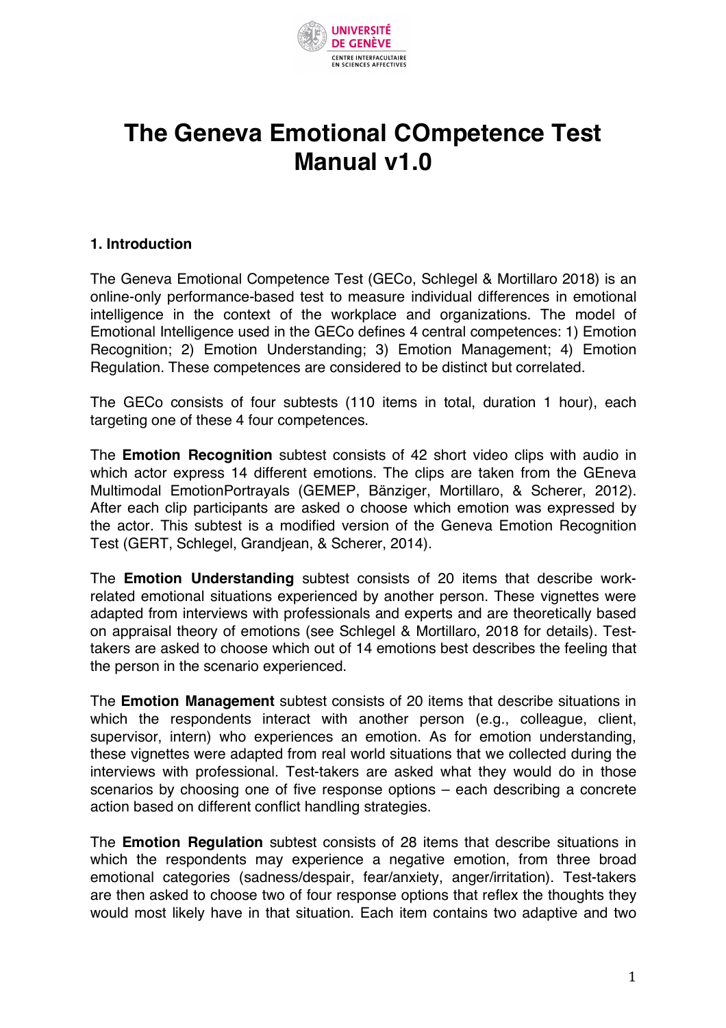# The Geneva Emotional COmpetence Test Manual v1.0

### 1. Introduction

The Geneva Emotional Competence Test (GECo, Schlegel & Mortillaro 2018) is an online-only performance-based test to measure individual differences in emotional intelligence in the context of the workplace and organizations. The model of Emotional Intelligence used in the GECo defines 4 central competences: 1) Emotion Recognition; 2) Emotion Understanding; 3) Emotion Management; 4) Emotion Regulation. These competences are considered to be distinct but correlated.

The GECo consists of four subtests (110 items in total, duration 1 hour), each targeting one of these 4 four competences.

The **Emotion Recognition** subtest consists of 42 short video clips with audio in which actor express 14 different emotions. The clips are taken from the GEneva Multimodal EmotionPortrayals (GEMEP, Bänziger, Mortillaro, & Scherer, 2012). After each clip participants are asked o choose which emotion was expressed by the actor. This subtest is a modified version of the Geneva Emotion Recognition Test (GERT, Schlegel, Grandjean, & Scherer, 2014).

The **Emotion Understanding** subtest consists of 20 items that describe work-related emotional situations experienced by another person. These vignettes were adapted from interviews with professionals and experts and are theoretically based on appraisal theory of emotions (see Schlegel & Mortillaro, 2018 for details). Test-takers are asked to choose which out of 14 emotions best describes the feeling that the person in the scenario experienced.

The **Emotion Management** subtest consists of 20 items that describe situations in which the respondents interact with another person (e.g., colleague, client, supervisor, intern) who experiences an emotion. As for emotion understanding, these vignettes were adapted from real world situations that we collected during the interviews with professional. Test-takers are asked what they would do in those scenarios by choosing one of five response options – each describing a concrete action based on different conflict handling strategies.

The **Emotion Regulation** subtest consists of 28 items that describe situations in which the respondents may experience a negative emotion, from three broad emotional categories (sadness/despair, fear/anxiety, anger/irritation). Test-takers are then asked to choose two of four response options that reflex the thoughts they would most likely have in that situation. Each item contains two adaptive and two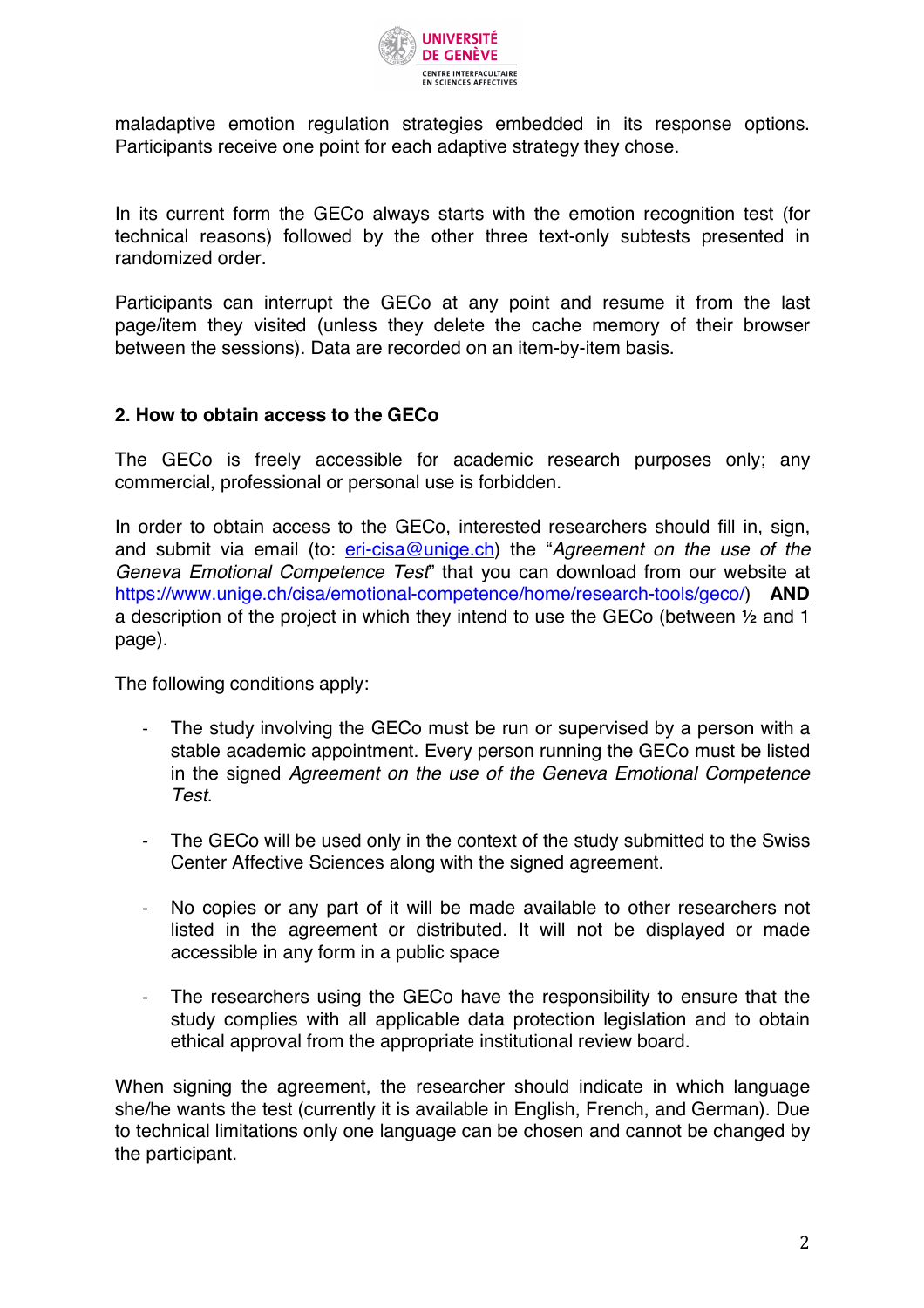maladaptive emotion regulation strategies embedded in its response options. Participants receive one point for each adaptive strategy they chose.

In its current form the GECo always starts with the emotion recognition test (for technical reasons) followed by the other three text-only subtests presented in randomized order.

Participants can interrupt the GECo at any point and resume it from the last page/item they visited (unless they delete the cache memory of their browser between the sessions). Data are recorded on an item-by-item basis.

## 2. How to obtain access to the GECo

The GECo is freely accessible for academic research purposes only; any commercial, professional or personal use is forbidden.

In order to obtain access to the GECo, interested researchers should fill in, sign, and submit via email (to: eri-cisa@unige.ch) the "*Agreement on the use of the Geneva Emotional Competence Test*" that you can download from our website at https://www.unige.ch/cisa/emotional-competence/home/research-tools/geco/) **AND** a description of the project in which they intend to use the GECo (between ½ and 1 page).

The following conditions apply:

- The study involving the GECo must be run or supervised by a person with a stable academic appointment. Every person running the GECo must be listed in the signed *Agreement on the use of the Geneva Emotional Competence Test*.

- The GECo will be used only in the context of the study submitted to the Swiss Center Affective Sciences along with the signed agreement.

- No copies or any part of it will be made available to other researchers not listed in the agreement or distributed. It will not be displayed or made accessible in any form in a public space

- The researchers using the GECo have the responsibility to ensure that the study complies with all applicable data protection legislation and to obtain ethical approval from the appropriate institutional review board.

When signing the agreement, the researcher should indicate in which language she/he wants the test (currently it is available in English, French, and German). Due to technical limitations only one language can be chosen and cannot be changed by the participant.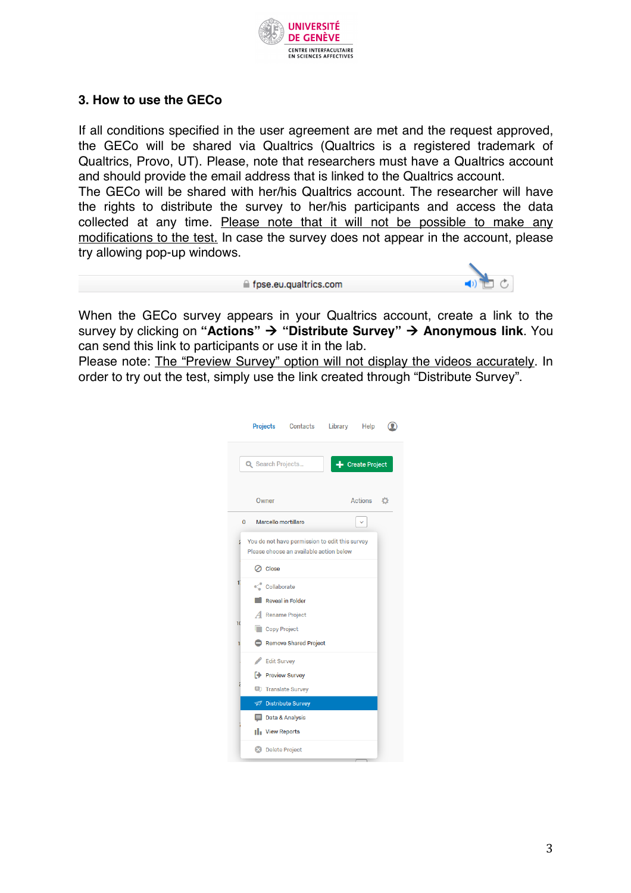## 3. How to use the GECo

If all conditions specified in the user agreement are met and the request approved, the GECo will be shared via Qualtrics (Qualtrics is a registered trademark of Qualtrics, Provo, UT). Please, note that researchers must have a Qualtrics account and should provide the email address that is linked to the Qualtrics account.
The GECo will be shared with her/his Qualtrics account. The researcher will have the rights to distribute the survey to her/his participants and access the data collected at any time. Please note that it will not be possible to make any modifications to the test. In case the survey does not appear in the account, please try allowing pop-up windows.

When the GECo survey appears in your Qualtrics account, create a link to the survey by clicking on **"Actions"** → **"Distribute Survey"** → **Anonymous link**. You can send this link to participants or use it in the lab.
Please note: The "Preview Survey" option will not display the videos accurately. In order to try out the test, simply use the link created through "Distribute Survey".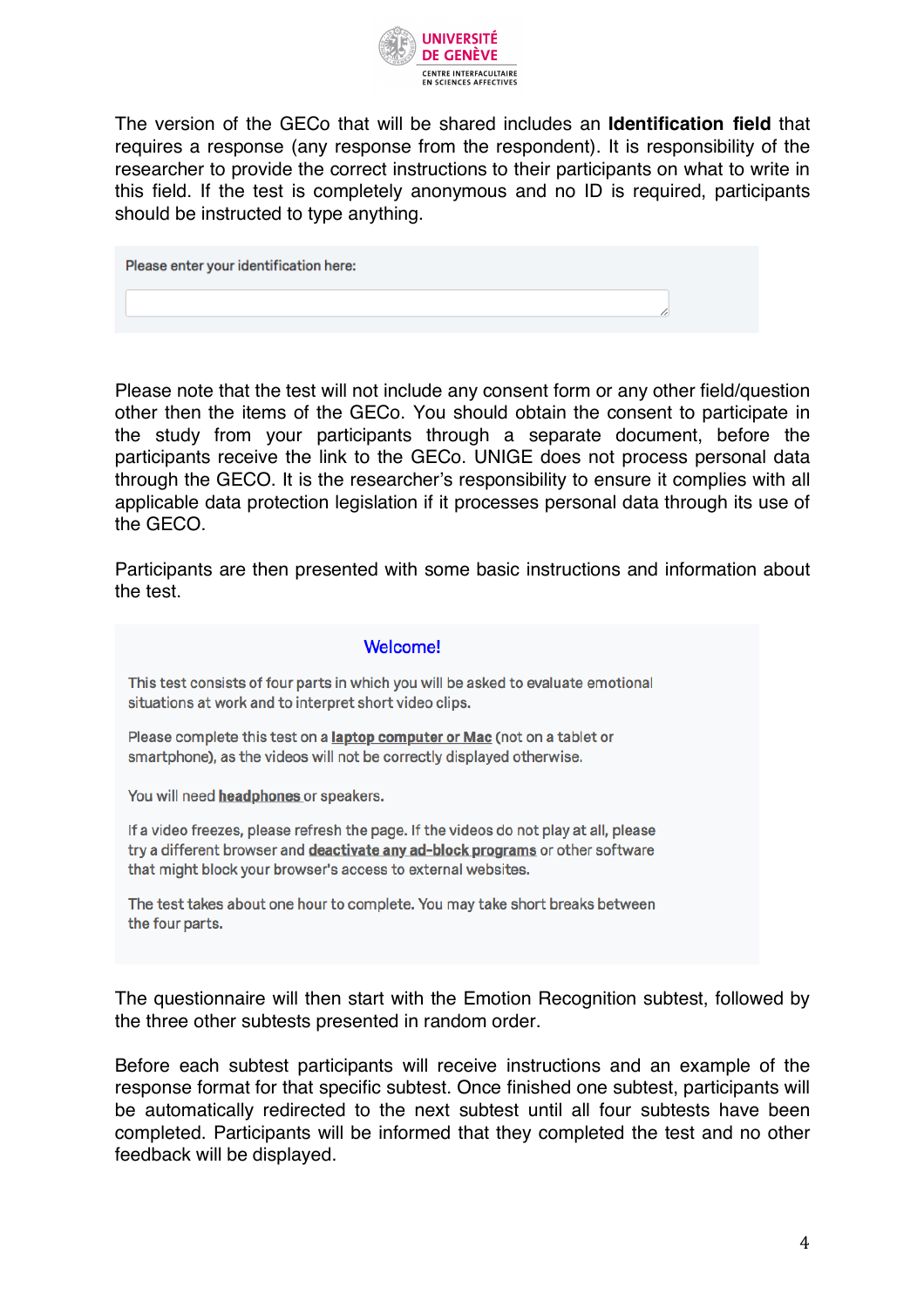The version of the GECo that will be shared includes an **Identification field** that requires a response (any response from the respondent). It is responsibility of the researcher to provide the correct instructions to their participants on what to write in this field. If the test is completely anonymous and no ID is required, participants should be instructed to type anything.

> Please enter your identification here:

Please note that the test will not include any consent form or any other field/question other then the items of the GECo. You should obtain the consent to participate in the study from your participants through a separate document, before the participants receive the link to the GECo. UNIGE does not process personal data through the GECO. It is the researcher's responsibility to ensure it complies with all applicable data protection legislation if it processes personal data through its use of the GECO.

Participants are then presented with some basic instructions and information about the test.

> **Welcome!**
>
> This test consists of four parts in which you will be asked to evaluate emotional situations at work and to interpret short video clips.
>
> Please complete this test on a **laptop computer or Mac** (not on a tablet or smartphone), as the videos will not be correctly displayed otherwise.
>
> You will need **headphones** or speakers.
>
> If a video freezes, please refresh the page. If the videos do not play at all, please try a different browser and **deactivate any ad-block programs** or other software that might block your browser's access to external websites.
>
> The test takes about one hour to complete. You may take short breaks between the four parts.

The questionnaire will then start with the Emotion Recognition subtest, followed by the three other subtests presented in random order.

Before each subtest participants will receive instructions and an example of the response format for that specific subtest. Once finished one subtest, participants will be automatically redirected to the next subtest until all four subtests have been completed. Participants will be informed that they completed the test and no other feedback will be displayed.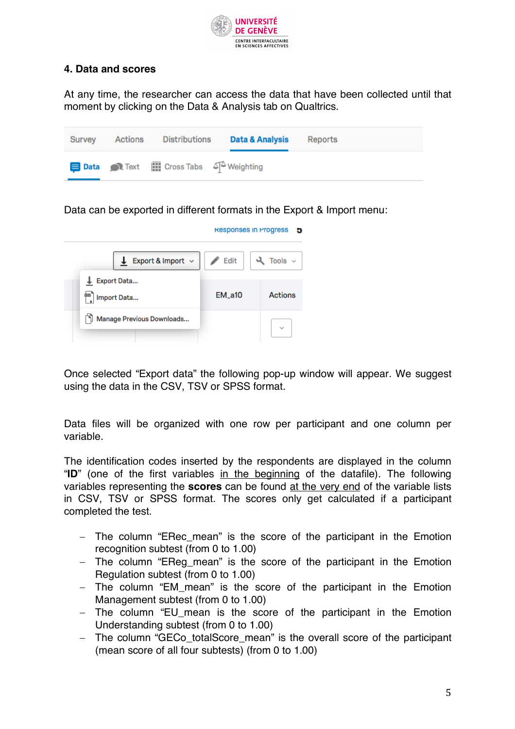## 4. Data and scores

At any time, the researcher can access the data that have been collected until that moment by clicking on the Data & Analysis tab on Qualtrics.

Data can be exported in different formats in the Export & Import menu:

Once selected "Export data" the following pop-up window will appear. We suggest using the data in the CSV, TSV or SPSS format.

Data files will be organized with one row per participant and one column per variable.

The identification codes inserted by the respondents are displayed in the column "**ID**" (one of the first variables in the beginning of the datafile). The following variables representing the **scores** can be found at the very end of the variable lists in CSV, TSV or SPSS format. The scores only get calculated if a participant completed the test.

- The column "ERec_mean" is the score of the participant in the Emotion recognition subtest (from 0 to 1.00)
- The column "EReg_mean" is the score of the participant in the Emotion Regulation subtest (from 0 to 1.00)
- The column "EM_mean" is the score of the participant in the Emotion Management subtest (from 0 to 1.00)
- The column "EU_mean is the score of the participant in the Emotion Understanding subtest (from 0 to 1.00)
- The column "GECo_totalScore_mean" is the overall score of the participant (mean score of all four subtests) (from 0 to 1.00)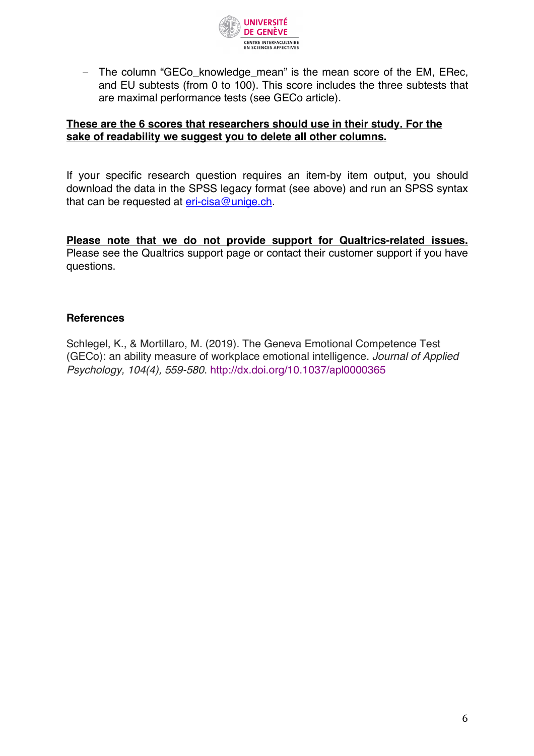- The column "GECo_knowledge_mean" is the mean score of the EM, ERec, and EU subtests (from 0 to 100). This score includes the three subtests that are maximal performance tests (see GECo article).

**These are the 6 scores that researchers should use in their study. For the sake of readability we suggest you to delete all other columns.**

If your specific research question requires an item-by item output, you should download the data in the SPSS legacy format (see above) and run an SPSS syntax that can be requested at eri-cisa@unige.ch.

**Please note that we do not provide support for Qualtrics-related issues.** Please see the Qualtrics support page or contact their customer support if you have questions.

**References**

Schlegel, K., & Mortillaro, M. (2019). The Geneva Emotional Competence Test (GECo): an ability measure of workplace emotional intelligence. *Journal of Applied Psychology, 104(4), 559-580*. http://dx.doi.org/10.1037/apl0000365